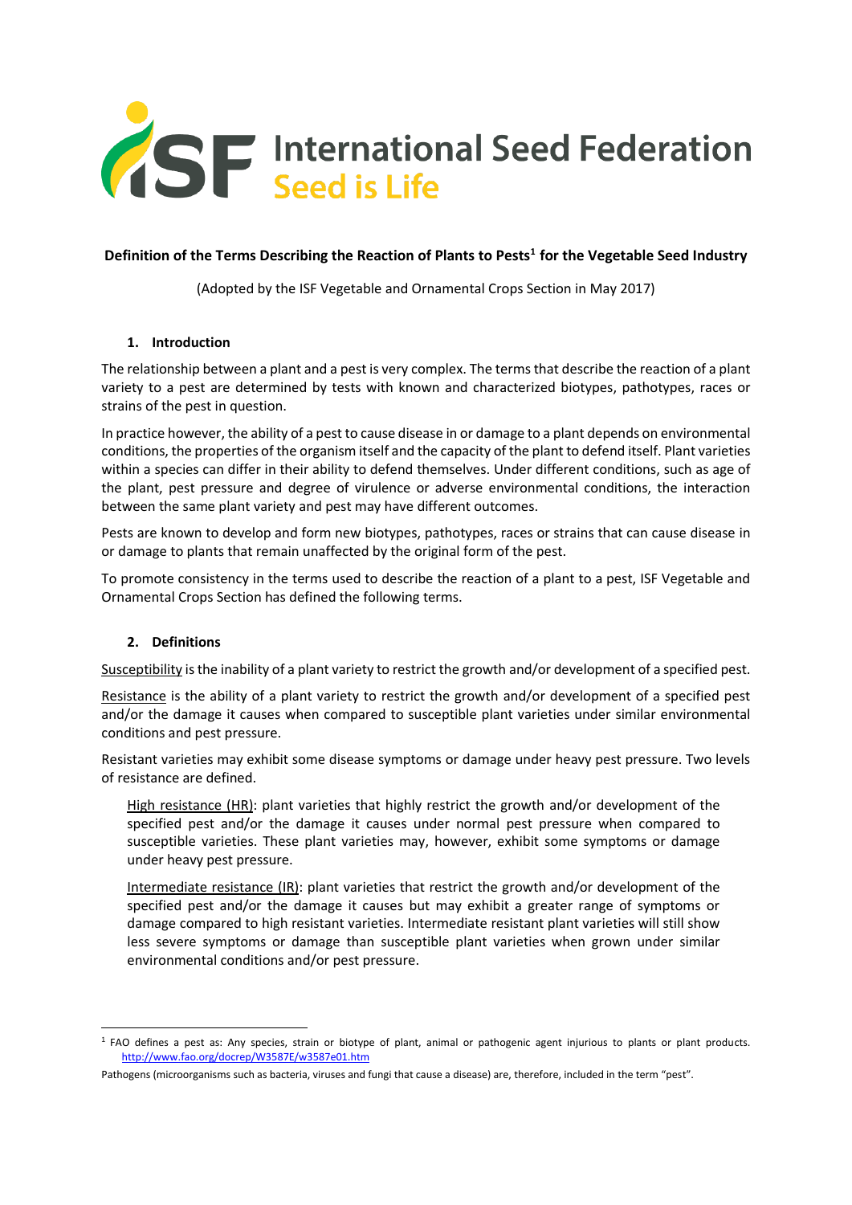# International Seed Federation
Seed is Life

**Definition of the Terms Describing the Reaction of Plants to Pests[1] for the Vegetable Seed Industry**

(Adopted by the ISF Vegetable and Ornamental Crops Section in May 2017)

## 1. Introduction

The relationship between a plant and a pest is very complex. The terms that describe the reaction of a plant variety to a pest are determined by tests with known and characterized biotypes, pathotypes, races or strains of the pest in question.

In practice however, the ability of a pest to cause disease in or damage to a plant depends on environmental conditions, the properties of the organism itself and the capacity of the plant to defend itself. Plant varieties within a species can differ in their ability to defend themselves. Under different conditions, such as age of the plant, pest pressure and degree of virulence or adverse environmental conditions, the interaction between the same plant variety and pest may have different outcomes.

Pests are known to develop and form new biotypes, pathotypes, races or strains that can cause disease in or damage to plants that remain unaffected by the original form of the pest.

To promote consistency in the terms used to describe the reaction of a plant to a pest, ISF Vegetable and Ornamental Crops Section has defined the following terms.

## 2. Definitions

Susceptibility is the inability of a plant variety to restrict the growth and/or development of a specified pest.

Resistance is the ability of a plant variety to restrict the growth and/or development of a specified pest and/or the damage it causes when compared to susceptible plant varieties under similar environmental conditions and pest pressure.

Resistant varieties may exhibit some disease symptoms or damage under heavy pest pressure. Two levels of resistance are defined.

> High resistance (HR): plant varieties that highly restrict the growth and/or development of the specified pest and/or the damage it causes under normal pest pressure when compared to susceptible varieties. These plant varieties may, however, exhibit some symptoms or damage under heavy pest pressure.
>
> Intermediate resistance (IR): plant varieties that restrict the growth and/or development of the specified pest and/or the damage it causes but may exhibit a greater range of symptoms or damage compared to high resistant varieties. Intermediate resistant plant varieties will still show less severe symptoms or damage than susceptible plant varieties when grown under similar environmental conditions and/or pest pressure.

---

[1] FAO defines a pest as: Any species, strain or biotype of plant, animal or pathogenic agent injurious to plants or plant products. http://www.fao.org/docrep/W3587E/w3587e01.htm

Pathogens (microorganisms such as bacteria, viruses and fungi that cause a disease) are, therefore, included in the term "pest".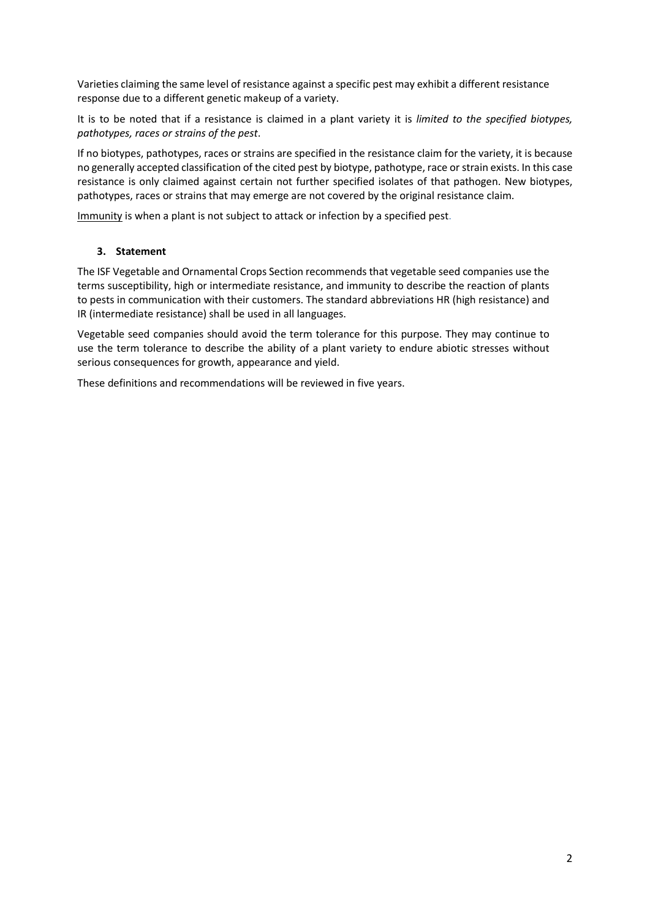Varieties claiming the same level of resistance against a specific pest may exhibit a different resistance response due to a different genetic makeup of a variety.

It is to be noted that if a resistance is claimed in a plant variety it is *limited to the specified biotypes, pathotypes, races or strains of the pest*.

If no biotypes, pathotypes, races or strains are specified in the resistance claim for the variety, it is because no generally accepted classification of the cited pest by biotype, pathotype, race or strain exists. In this case resistance is only claimed against certain not further specified isolates of that pathogen. New biotypes, pathotypes, races or strains that may emerge are not covered by the original resistance claim.

Immunity is when a plant is not subject to attack or infection by a specified pest.

## 3. Statement

The ISF Vegetable and Ornamental Crops Section recommends that vegetable seed companies use the terms susceptibility, high or intermediate resistance, and immunity to describe the reaction of plants to pests in communication with their customers. The standard abbreviations HR (high resistance) and IR (intermediate resistance) shall be used in all languages.

Vegetable seed companies should avoid the term tolerance for this purpose. They may continue to use the term tolerance to describe the ability of a plant variety to endure abiotic stresses without serious consequences for growth, appearance and yield.

These definitions and recommendations will be reviewed in five years.